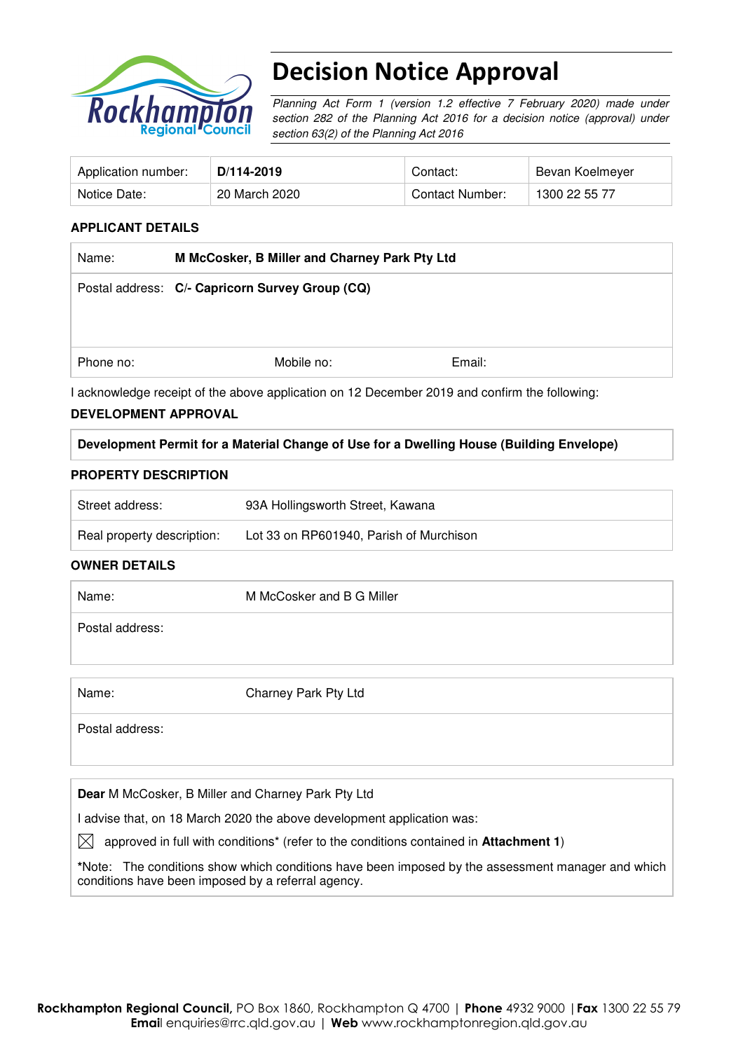# Decision Notice Approval

*Planning Act Form 1 (version 1.2 effective 7 February 2020) made under section 282 of the Planning Act 2016 for a decision notice (approval) under section 63(2) of the Planning Act 2016*

| Application number: | **D/114-2019** | Contact: | Bevan Koelmeyer |
|---|---|---|---|
| Notice Date: | 20 March 2020 | Contact Number: | 1300 22 55 77 |

**APPLICANT DETAILS**

| | | | |
|---|---|---|---|
| Name: | **M McCosker, B Miller and Charney Park Pty Ltd** | | |
| Postal address: | **C/- Capricorn Survey Group (CQ)** | | |
| Phone no: | Mobile no: | Email: | |

I acknowledge receipt of the above application on 12 December 2019 and confirm the following:

**DEVELOPMENT APPROVAL**

| **Development Permit for a Material Change of Use for a Dwelling House (Building Envelope)** |
|---|

**PROPERTY DESCRIPTION**

| | |
|---|---|
| Street address: | 93A Hollingsworth Street, Kawana |
| Real property description: | Lot 33 on RP601940, Parish of Murchison |

**OWNER DETAILS**

| | |
|---|---|
| Name: | M McCosker and B G Miller |
| Postal address: | |

| | |
|---|---|
| Name: | Charney Park Pty Ltd |
| Postal address: | |

**Dear** M McCosker, B Miller and Charney Park Pty Ltd

I advise that, on 18 March 2020 the above development application was:

☒ approved in full with conditions* (refer to the conditions contained in **Attachment 1**)

*Note: The conditions show which conditions have been imposed by the assessment manager and which conditions have been imposed by a referral agency.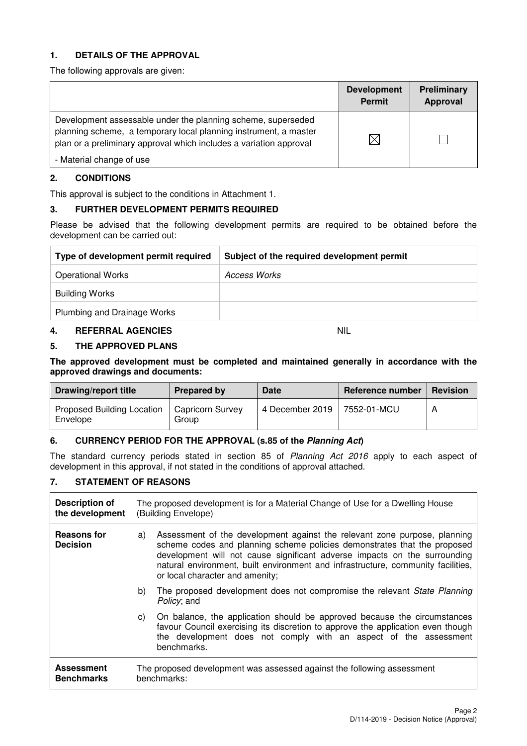## 1. DETAILS OF THE APPROVAL

The following approvals are given:

| | Development Permit | Preliminary Approval |
|---|---|---|
| Development assessable under the planning scheme, superseded planning scheme, a temporary local planning instrument, a master plan or a preliminary approval which includes a variation approval<br>- Material change of use | ☒ | ☐ |

## 2. CONDITIONS

This approval is subject to the conditions in Attachment 1.

## 3. FURTHER DEVELOPMENT PERMITS REQUIRED

Please be advised that the following development permits are required to be obtained before the development can be carried out:

| Type of development permit required | Subject of the required development permit |
|---|---|
| Operational Works | *Access Works* |
| Building Works | |
| Plumbing and Drainage Works | |

## 4. REFERRAL AGENCIES NIL

## 5. THE APPROVED PLANS

**The approved development must be completed and maintained generally in accordance with the approved drawings and documents:**

| Drawing/report title | Prepared by | Date | Reference number | Revision |
|---|---|---|---|---|
| Proposed Building Location Envelope | Capricorn Survey Group | 4 December 2019 | 7552-01-MCU | A |

## 6. CURRENCY PERIOD FOR THE APPROVAL (s.85 of the *Planning Act*)

The standard currency periods stated in section 85 of *Planning Act 2016* apply to each aspect of development in this approval, if not stated in the conditions of approval attached.

## 7. STATEMENT OF REASONS

| | |
|---|---|
| **Description of the development** | The proposed development is for a Material Change of Use for a Dwelling House (Building Envelope) |
| **Reasons for Decision** | a) Assessment of the development against the relevant zone purpose, planning scheme codes and planning scheme policies demonstrates that the proposed development will not cause significant adverse impacts on the surrounding natural environment, built environment and infrastructure, community facilities, or local character and amenity;<br>b) The proposed development does not compromise the relevant *State Planning Policy*; and<br>c) On balance, the application should be approved because the circumstances favour Council exercising its discretion to approve the application even though the development does not comply with an aspect of the assessment benchmarks. |
| **Assessment Benchmarks** | The proposed development was assessed against the following assessment benchmarks: |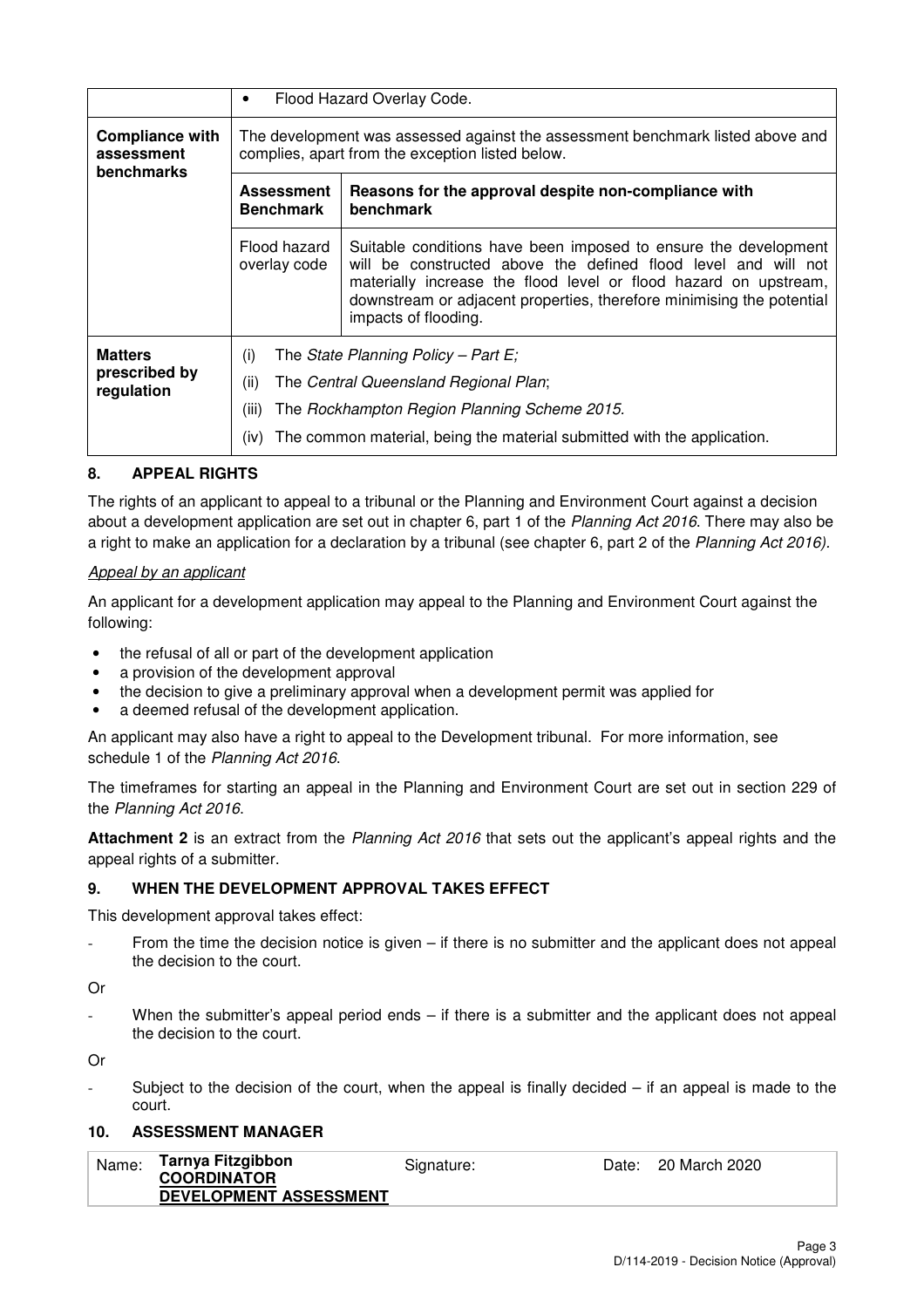| | | |
|---|---|---|
| | • Flood Hazard Overlay Code. | |
| **Compliance with assessment benchmarks** | The development was assessed against the assessment benchmark listed above and complies, apart from the exception listed below. | |
| | **Assessment Benchmark** | **Reasons for the approval despite non-compliance with benchmark** |
| | Flood hazard overlay code | Suitable conditions have been imposed to ensure the development will be constructed above the defined flood level and will not materially increase the flood level or flood hazard on upstream, downstream or adjacent properties, therefore minimising the potential impacts of flooding. |
| **Matters prescribed by regulation** | (i) The *State Planning Policy – Part E;*<br>(ii) The *Central Queensland Regional Plan*;<br>(iii) The *Rockhampton Region Planning Scheme 2015*.<br>(iv) The common material, being the material submitted with the application. | |

## 8. APPEAL RIGHTS

The rights of an applicant to appeal to a tribunal or the Planning and Environment Court against a decision about a development application are set out in chapter 6, part 1 of the *Planning Act 2016*. There may also be a right to make an application for a declaration by a tribunal (see chapter 6, part 2 of the *Planning Act 2016).*

*Appeal by an applicant*

An applicant for a development application may appeal to the Planning and Environment Court against the following:

- the refusal of all or part of the development application
- a provision of the development approval
- the decision to give a preliminary approval when a development permit was applied for
- a deemed refusal of the development application.

An applicant may also have a right to appeal to the Development tribunal. For more information, see schedule 1 of the *Planning Act 2016*.

The timeframes for starting an appeal in the Planning and Environment Court are set out in section 229 of the *Planning Act 2016*.

**Attachment 2** is an extract from the *Planning Act 2016* that sets out the applicant's appeal rights and the appeal rights of a submitter.

## 9. WHEN THE DEVELOPMENT APPROVAL TAKES EFFECT

This development approval takes effect:

- From the time the decision notice is given – if there is no submitter and the applicant does not appeal the decision to the court.

Or

- When the submitter's appeal period ends – if there is a submitter and the applicant does not appeal the decision to the court.

Or

- Subject to the decision of the court, when the appeal is finally decided – if an appeal is made to the court.

## 10. ASSESSMENT MANAGER

| Name: | Signature: | Date: |
|---|---|---|
| **Tarnya Fitzgibbon**<br>**COORDINATOR**<br>**DEVELOPMENT ASSESSMENT** | | 20 March 2020 |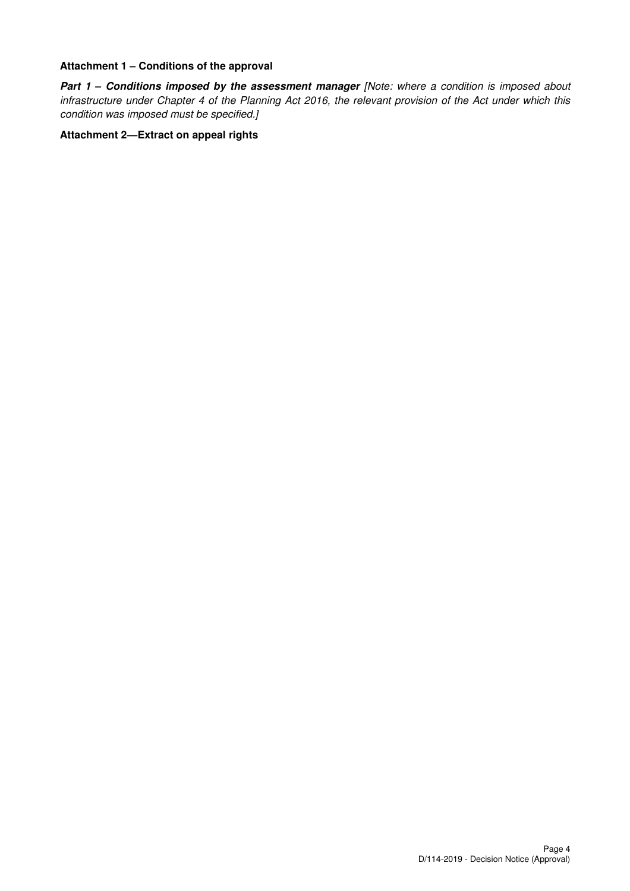**Attachment 1 – Conditions of the approval**

***Part 1 – Conditions imposed by the assessment manager*** *[Note: where a condition is imposed about infrastructure under Chapter 4 of the Planning Act 2016, the relevant provision of the Act under which this condition was imposed must be specified.]*

**Attachment 2—Extract on appeal rights**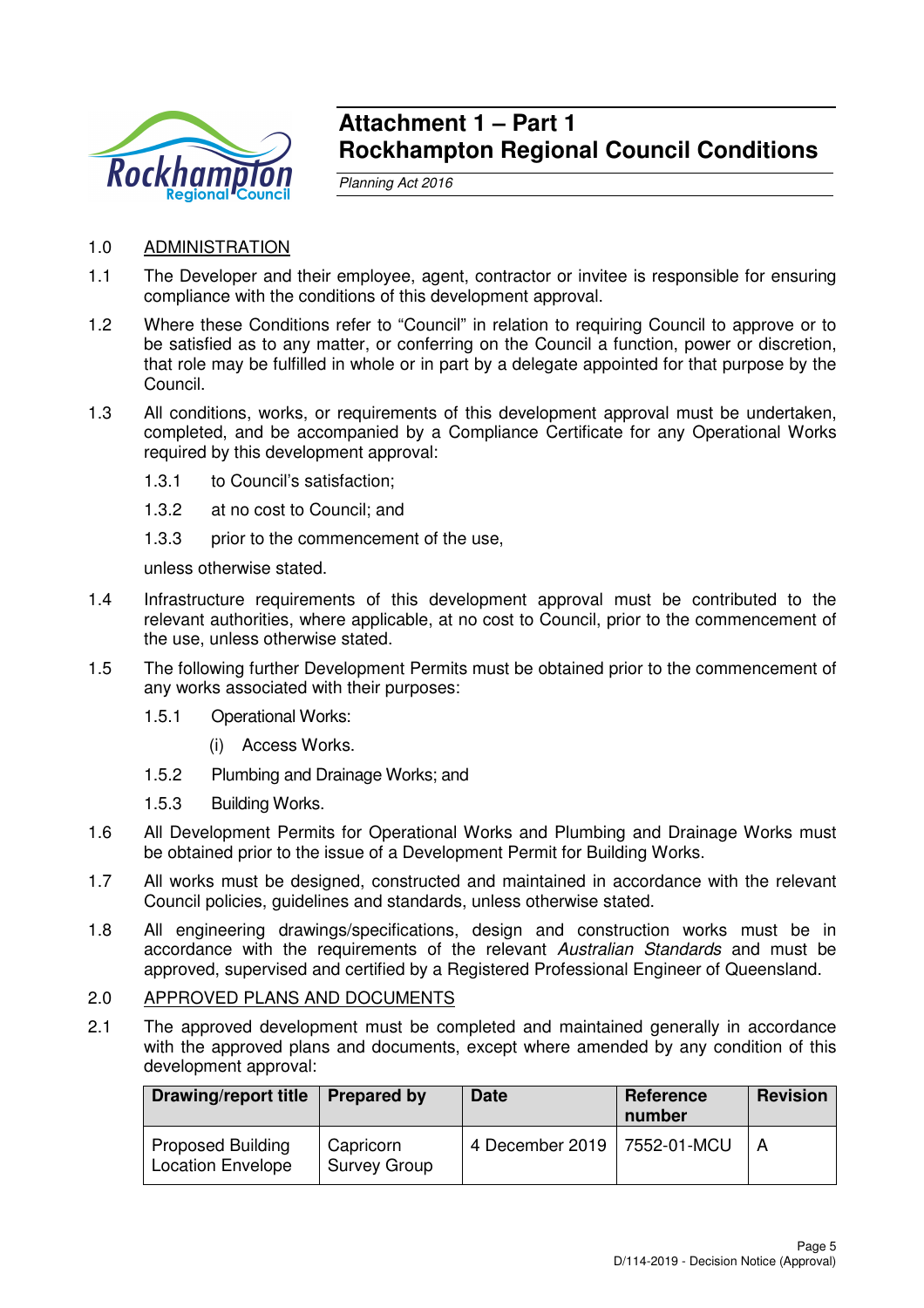# Attachment 1 – Part 1
# Rockhampton Regional Council Conditions

*Planning Act 2016*

1.0 ADMINISTRATION

1.1 The Developer and their employee, agent, contractor or invitee is responsible for ensuring compliance with the conditions of this development approval.

1.2 Where these Conditions refer to "Council" in relation to requiring Council to approve or to be satisfied as to any matter, or conferring on the Council a function, power or discretion, that role may be fulfilled in whole or in part by a delegate appointed for that purpose by the Council.

1.3 All conditions, works, or requirements of this development approval must be undertaken, completed, and be accompanied by a Compliance Certificate for any Operational Works required by this development approval:

  1.3.1 to Council's satisfaction;

  1.3.2 at no cost to Council; and

  1.3.3 prior to the commencement of the use,

  unless otherwise stated.

1.4 Infrastructure requirements of this development approval must be contributed to the relevant authorities, where applicable, at no cost to Council, prior to the commencement of the use, unless otherwise stated.

1.5 The following further Development Permits must be obtained prior to the commencement of any works associated with their purposes:

  1.5.1 Operational Works:

    (i) Access Works.

  1.5.2 Plumbing and Drainage Works; and

  1.5.3 Building Works.

1.6 All Development Permits for Operational Works and Plumbing and Drainage Works must be obtained prior to the issue of a Development Permit for Building Works.

1.7 All works must be designed, constructed and maintained in accordance with the relevant Council policies, guidelines and standards, unless otherwise stated.

1.8 All engineering drawings/specifications, design and construction works must be in accordance with the requirements of the relevant *Australian Standards* and must be approved, supervised and certified by a Registered Professional Engineer of Queensland.

2.0 APPROVED PLANS AND DOCUMENTS

2.1 The approved development must be completed and maintained generally in accordance with the approved plans and documents, except where amended by any condition of this development approval:

| Drawing/report title | Prepared by | Date | Reference number | Revision |
|---|---|---|---|---|
| Proposed Building Location Envelope | Capricorn Survey Group | 4 December 2019 | 7552-01-MCU | A |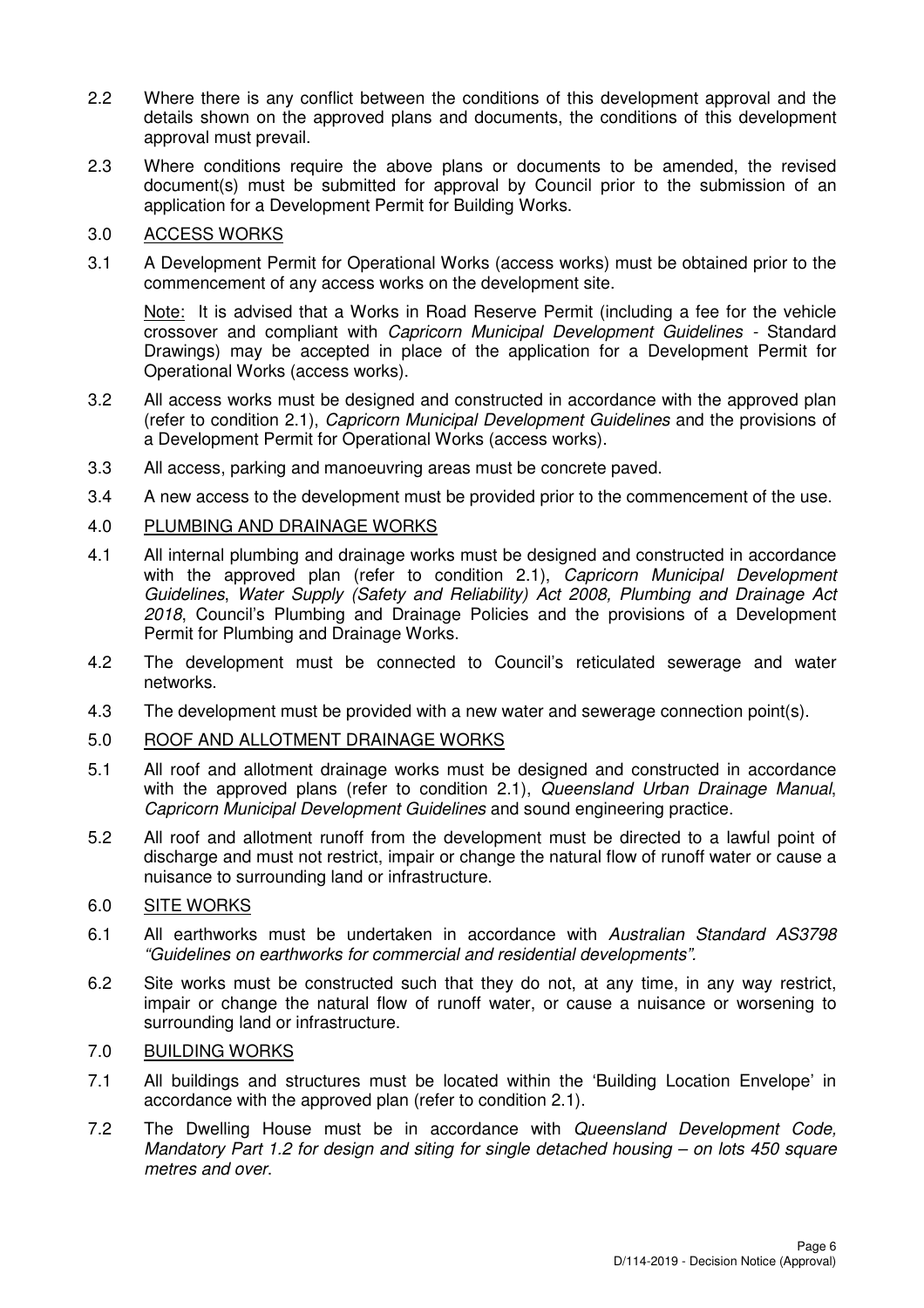2.2 Where there is any conflict between the conditions of this development approval and the details shown on the approved plans and documents, the conditions of this development approval must prevail.

2.3 Where conditions require the above plans or documents to be amended, the revised document(s) must be submitted for approval by Council prior to the submission of an application for a Development Permit for Building Works.

3.0 <u>ACCESS WORKS</u>

3.1 A Development Permit for Operational Works (access works) must be obtained prior to the commencement of any access works on the development site.

Note: It is advised that a Works in Road Reserve Permit (including a fee for the vehicle crossover and compliant with *Capricorn Municipal Development Guidelines* - Standard Drawings) may be accepted in place of the application for a Development Permit for Operational Works (access works).

3.2 All access works must be designed and constructed in accordance with the approved plan (refer to condition 2.1), *Capricorn Municipal Development Guidelines* and the provisions of a Development Permit for Operational Works (access works).

3.3 All access, parking and manoeuvring areas must be concrete paved.

3.4 A new access to the development must be provided prior to the commencement of the use.

4.0 <u>PLUMBING AND DRAINAGE WORKS</u>

4.1 All internal plumbing and drainage works must be designed and constructed in accordance with the approved plan (refer to condition 2.1), *Capricorn Municipal Development Guidelines*, *Water Supply (Safety and Reliability) Act 2008, Plumbing and Drainage Act 2018*, Council's Plumbing and Drainage Policies and the provisions of a Development Permit for Plumbing and Drainage Works.

4.2 The development must be connected to Council's reticulated sewerage and water networks.

4.3 The development must be provided with a new water and sewerage connection point(s).

5.0 <u>ROOF AND ALLOTMENT DRAINAGE WORKS</u>

5.1 All roof and allotment drainage works must be designed and constructed in accordance with the approved plans (refer to condition 2.1), *Queensland Urban Drainage Manual*, *Capricorn Municipal Development Guidelines* and sound engineering practice.

5.2 All roof and allotment runoff from the development must be directed to a lawful point of discharge and must not restrict, impair or change the natural flow of runoff water or cause a nuisance to surrounding land or infrastructure.

6.0 <u>SITE WORKS</u>

6.1 All earthworks must be undertaken in accordance with *Australian Standard AS3798 "Guidelines on earthworks for commercial and residential developments"*.

6.2 Site works must be constructed such that they do not, at any time, in any way restrict, impair or change the natural flow of runoff water, or cause a nuisance or worsening to surrounding land or infrastructure.

7.0 <u>BUILDING WORKS</u>

7.1 All buildings and structures must be located within the 'Building Location Envelope' in accordance with the approved plan (refer to condition 2.1).

7.2 The Dwelling House must be in accordance with *Queensland Development Code, Mandatory Part 1.2 for design and siting for single detached housing – on lots 450 square metres and over*.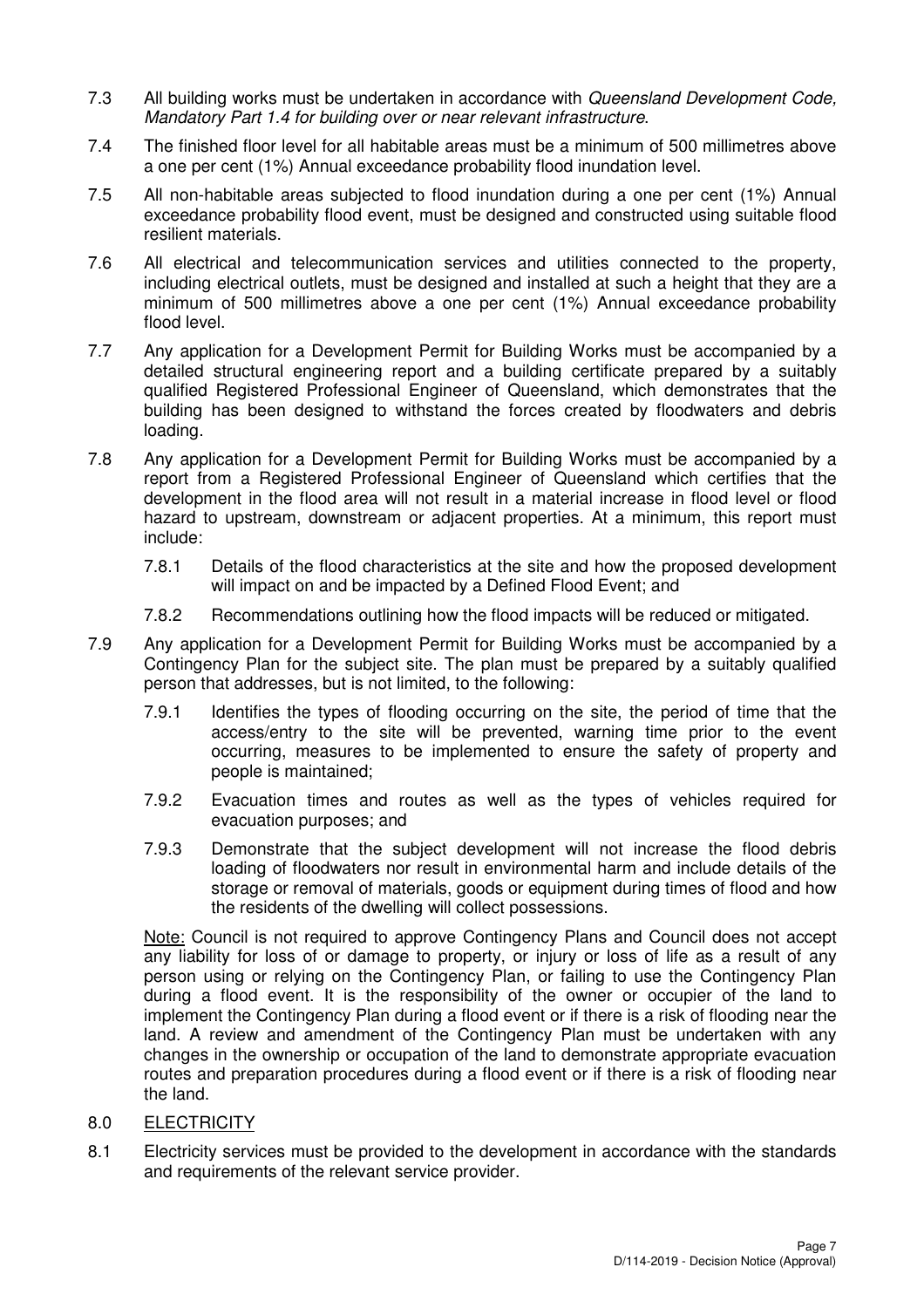7.3 All building works must be undertaken in accordance with *Queensland Development Code, Mandatory Part 1.4 for building over or near relevant infrastructure*.

7.4 The finished floor level for all habitable areas must be a minimum of 500 millimetres above a one per cent (1%) Annual exceedance probability flood inundation level.

7.5 All non-habitable areas subjected to flood inundation during a one per cent (1%) Annual exceedance probability flood event, must be designed and constructed using suitable flood resilient materials.

7.6 All electrical and telecommunication services and utilities connected to the property, including electrical outlets, must be designed and installed at such a height that they are a minimum of 500 millimetres above a one per cent (1%) Annual exceedance probability flood level.

7.7 Any application for a Development Permit for Building Works must be accompanied by a detailed structural engineering report and a building certificate prepared by a suitably qualified Registered Professional Engineer of Queensland, which demonstrates that the building has been designed to withstand the forces created by floodwaters and debris loading.

7.8 Any application for a Development Permit for Building Works must be accompanied by a report from a Registered Professional Engineer of Queensland which certifies that the development in the flood area will not result in a material increase in flood level or flood hazard to upstream, downstream or adjacent properties. At a minimum, this report must include:

7.8.1 Details of the flood characteristics at the site and how the proposed development will impact on and be impacted by a Defined Flood Event; and

7.8.2 Recommendations outlining how the flood impacts will be reduced or mitigated.

7.9 Any application for a Development Permit for Building Works must be accompanied by a Contingency Plan for the subject site. The plan must be prepared by a suitably qualified person that addresses, but is not limited, to the following:

7.9.1 Identifies the types of flooding occurring on the site, the period of time that the access/entry to the site will be prevented, warning time prior to the event occurring, measures to be implemented to ensure the safety of property and people is maintained;

7.9.2 Evacuation times and routes as well as the types of vehicles required for evacuation purposes; and

7.9.3 Demonstrate that the subject development will not increase the flood debris loading of floodwaters nor result in environmental harm and include details of the storage or removal of materials, goods or equipment during times of flood and how the residents of the dwelling will collect possessions.

<u>Note:</u> Council is not required to approve Contingency Plans and Council does not accept any liability for loss of or damage to property, or injury or loss of life as a result of any person using or relying on the Contingency Plan, or failing to use the Contingency Plan during a flood event. It is the responsibility of the owner or occupier of the land to implement the Contingency Plan during a flood event or if there is a risk of flooding near the land. A review and amendment of the Contingency Plan must be undertaken with any changes in the ownership or occupation of the land to demonstrate appropriate evacuation routes and preparation procedures during a flood event or if there is a risk of flooding near the land.

8.0 <u>ELECTRICITY</u>

8.1 Electricity services must be provided to the development in accordance with the standards and requirements of the relevant service provider.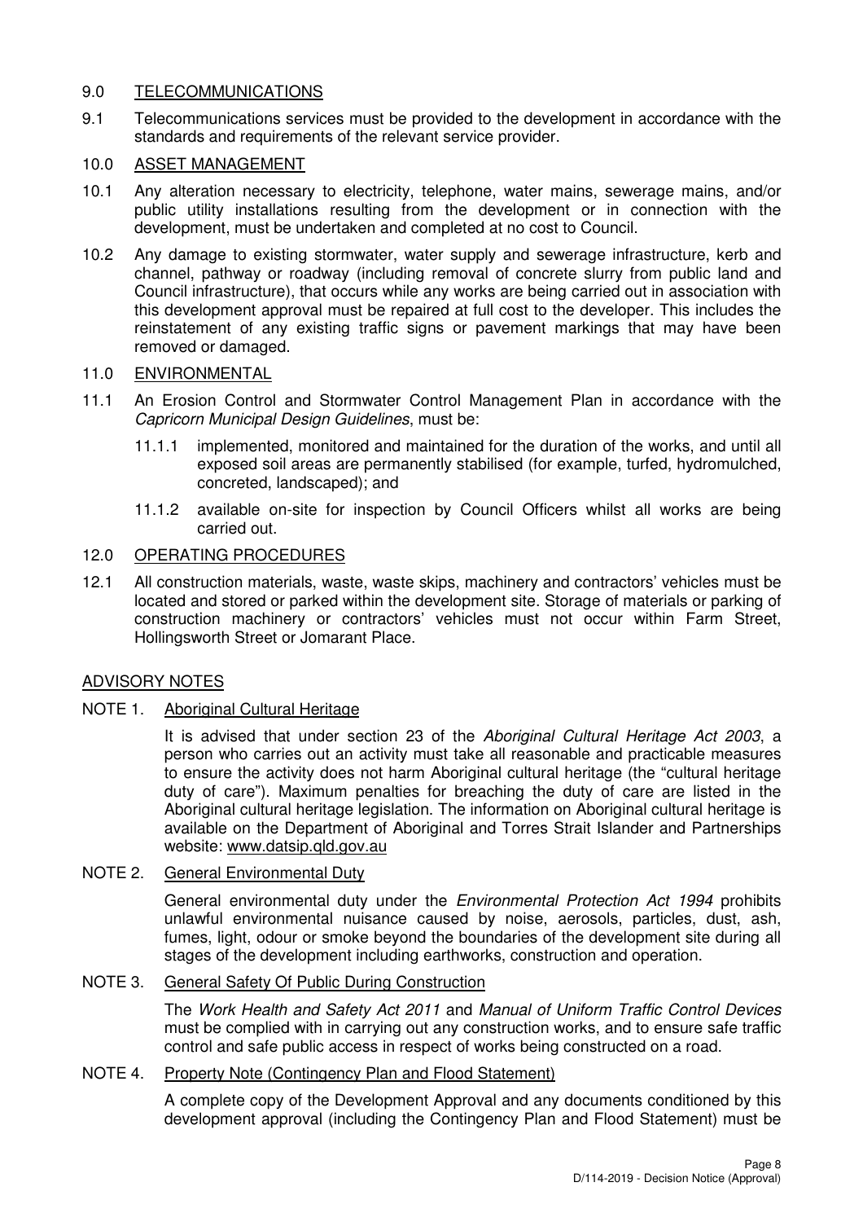## 9.0 TELECOMMUNICATIONS

9.1 Telecommunications services must be provided to the development in accordance with the standards and requirements of the relevant service provider.

## 10.0 ASSET MANAGEMENT

10.1 Any alteration necessary to electricity, telephone, water mains, sewerage mains, and/or public utility installations resulting from the development or in connection with the development, must be undertaken and completed at no cost to Council.

10.2 Any damage to existing stormwater, water supply and sewerage infrastructure, kerb and channel, pathway or roadway (including removal of concrete slurry from public land and Council infrastructure), that occurs while any works are being carried out in association with this development approval must be repaired at full cost to the developer. This includes the reinstatement of any existing traffic signs or pavement markings that may have been removed or damaged.

## 11.0 ENVIRONMENTAL

11.1 An Erosion Control and Stormwater Control Management Plan in accordance with the *Capricorn Municipal Design Guidelines*, must be:

11.1.1 implemented, monitored and maintained for the duration of the works, and until all exposed soil areas are permanently stabilised (for example, turfed, hydromulched, concreted, landscaped); and

11.1.2 available on-site for inspection by Council Officers whilst all works are being carried out.

## 12.0 OPERATING PROCEDURES

12.1 All construction materials, waste, waste skips, machinery and contractors' vehicles must be located and stored or parked within the development site. Storage of materials or parking of construction machinery or contractors' vehicles must not occur within Farm Street, Hollingsworth Street or Jomarant Place.

## ADVISORY NOTES

NOTE 1. Aboriginal Cultural Heritage

It is advised that under section 23 of the *Aboriginal Cultural Heritage Act 2003*, a person who carries out an activity must take all reasonable and practicable measures to ensure the activity does not harm Aboriginal cultural heritage (the "cultural heritage duty of care"). Maximum penalties for breaching the duty of care are listed in the Aboriginal cultural heritage legislation. The information on Aboriginal cultural heritage is available on the Department of Aboriginal and Torres Strait Islander and Partnerships website: www.datsip.qld.gov.au

NOTE 2. General Environmental Duty

General environmental duty under the *Environmental Protection Act 1994* prohibits unlawful environmental nuisance caused by noise, aerosols, particles, dust, ash, fumes, light, odour or smoke beyond the boundaries of the development site during all stages of the development including earthworks, construction and operation.

NOTE 3. General Safety Of Public During Construction

The *Work Health and Safety Act 2011* and *Manual of Uniform Traffic Control Devices* must be complied with in carrying out any construction works, and to ensure safe traffic control and safe public access in respect of works being constructed on a road.

NOTE 4. Property Note (Contingency Plan and Flood Statement)

A complete copy of the Development Approval and any documents conditioned by this development approval (including the Contingency Plan and Flood Statement) must be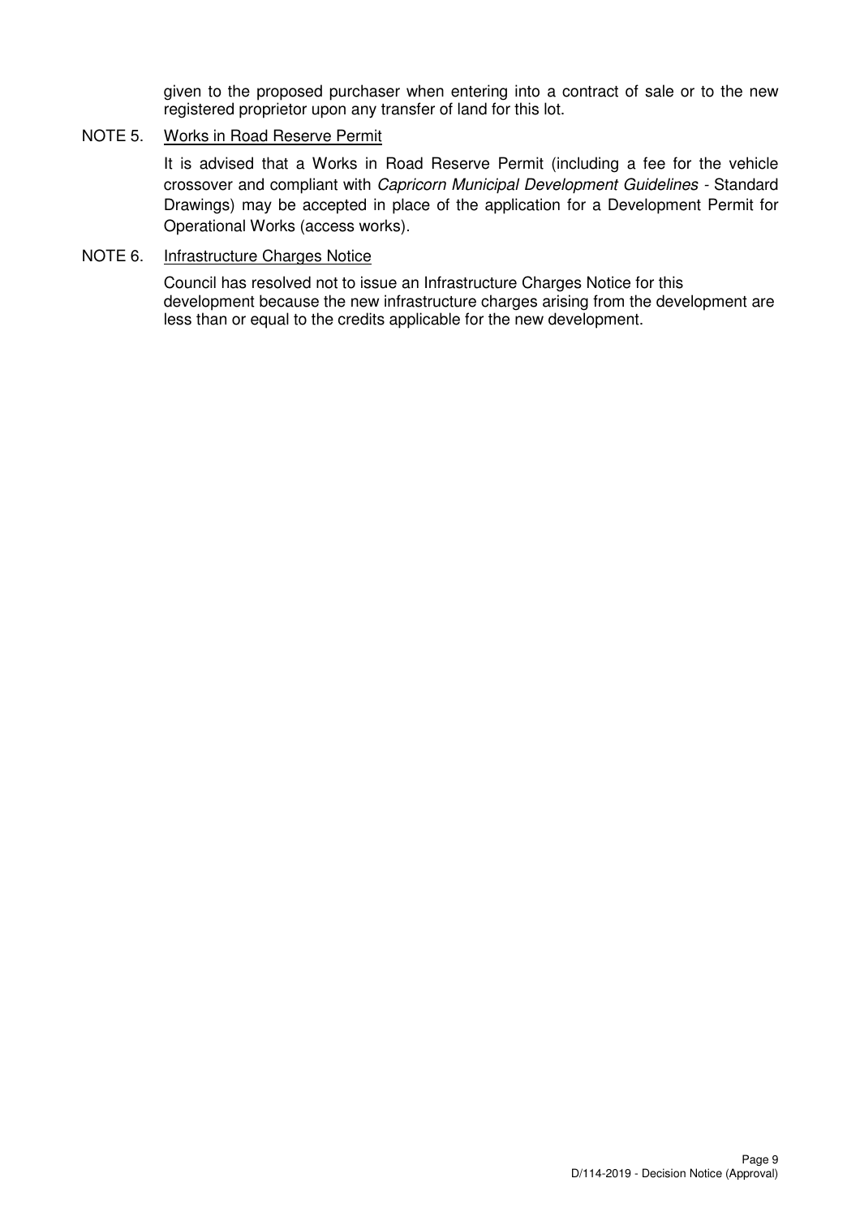given to the proposed purchaser when entering into a contract of sale or to the new registered proprietor upon any transfer of land for this lot.

NOTE 5. Works in Road Reserve Permit

It is advised that a Works in Road Reserve Permit (including a fee for the vehicle crossover and compliant with *Capricorn Municipal Development Guidelines* - Standard Drawings) may be accepted in place of the application for a Development Permit for Operational Works (access works).

NOTE 6. Infrastructure Charges Notice

Council has resolved not to issue an Infrastructure Charges Notice for this development because the new infrastructure charges arising from the development are less than or equal to the credits applicable for the new development.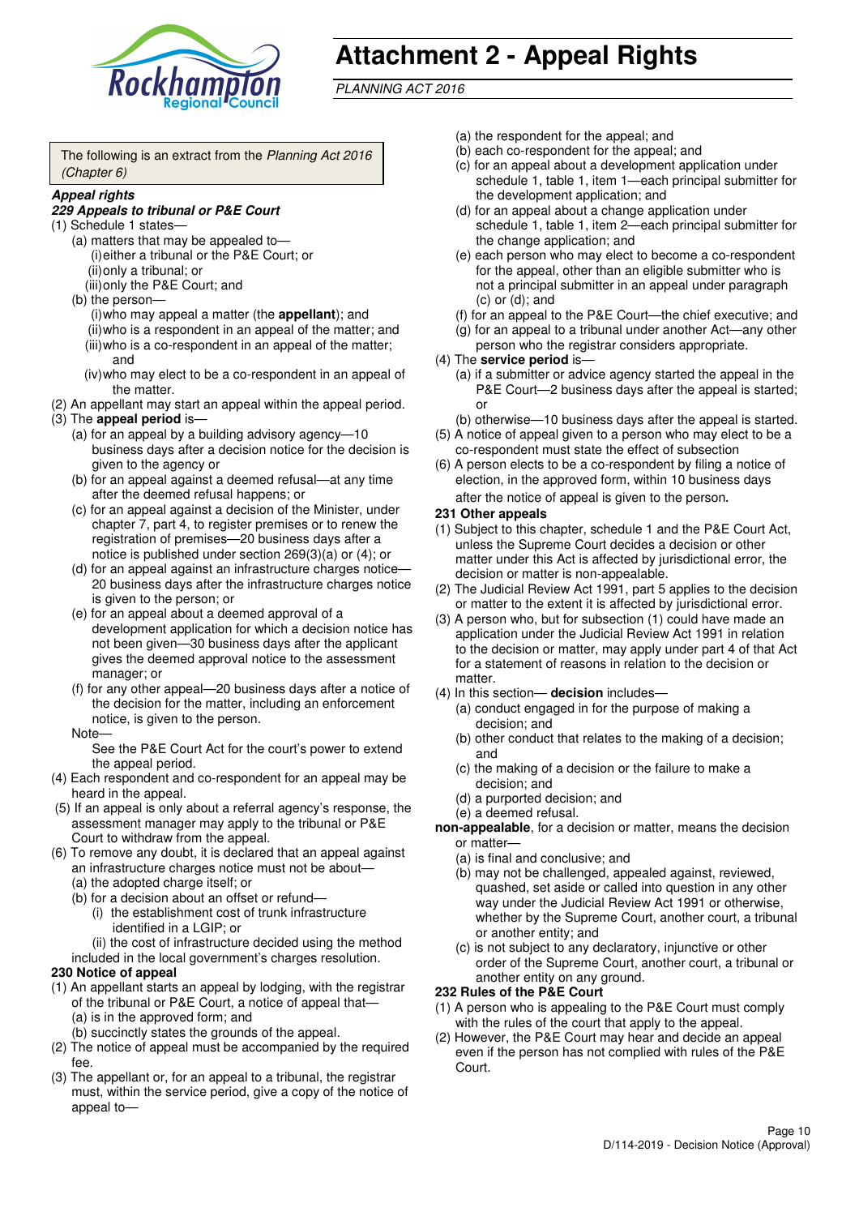# Attachment 2 - Appeal Rights

*PLANNING ACT 2016*

The following is an extract from the *Planning Act 2016 (Chapter 6)*

***Appeal rights***

***229 Appeals to tribunal or P&E Court***

(1) Schedule 1 states—

(a) matters that may be appealed to—

(i) either a tribunal or the P&E Court; or

(ii) only a tribunal; or

(iii) only the P&E Court; and

(b) the person—

(i) who may appeal a matter (the **appellant**); and

(ii) who is a respondent in an appeal of the matter; and

(iii) who is a co-respondent in an appeal of the matter; and

(iv) who may elect to be a co-respondent in an appeal of the matter.

(2) An appellant may start an appeal within the appeal period.

(3) The **appeal period** is—

(a) for an appeal by a building advisory agency—10 business days after a decision notice for the decision is given to the agency or

(b) for an appeal against a deemed refusal—at any time after the deemed refusal happens; or

(c) for an appeal against a decision of the Minister, under chapter 7, part 4, to register premises or to renew the registration of premises—20 business days after a notice is published under section 269(3)(a) or (4); or

(d) for an appeal against an infrastructure charges notice—20 business days after the infrastructure charges notice is given to the person; or

(e) for an appeal about a deemed approval of a development application for which a decision notice has not been given—30 business days after the applicant gives the deemed approval notice to the assessment manager; or

(f) for any other appeal—20 business days after a notice of the decision for the matter, including an enforcement notice, is given to the person.

Note—

See the P&E Court Act for the court's power to extend the appeal period.

(4) Each respondent and co-respondent for an appeal may be heard in the appeal.

(5) If an appeal is only about a referral agency's response, the assessment manager may apply to the tribunal or P&E Court to withdraw from the appeal.

(6) To remove any doubt, it is declared that an appeal against an infrastructure charges notice must not be about—

(a) the adopted charge itself; or

(b) for a decision about an offset or refund—

(i) the establishment cost of trunk infrastructure identified in a LGIP; or

(ii) the cost of infrastructure decided using the method included in the local government's charges resolution.

**230 Notice of appeal**

(1) An appellant starts an appeal by lodging, with the registrar of the tribunal or P&E Court, a notice of appeal that—

(a) is in the approved form; and

(b) succinctly states the grounds of the appeal.

(2) The notice of appeal must be accompanied by the required fee.

(3) The appellant or, for an appeal to a tribunal, the registrar must, within the service period, give a copy of the notice of appeal to—

(a) the respondent for the appeal; and

(b) each co-respondent for the appeal; and

(c) for an appeal about a development application under schedule 1, table 1, item 1—each principal submitter for the development application; and

(d) for an appeal about a change application under schedule 1, table 1, item 2—each principal submitter for the change application; and

(e) each person who may elect to become a co-respondent for the appeal, other than an eligible submitter who is not a principal submitter in an appeal under paragraph (c) or (d); and

(f) for an appeal to the P&E Court—the chief executive; and

(g) for an appeal to a tribunal under another Act—any other person who the registrar considers appropriate.

(4) The **service period** is—

(a) if a submitter or advice agency started the appeal in the P&E Court—2 business days after the appeal is started; or

(b) otherwise—10 business days after the appeal is started.

(5) A notice of appeal given to a person who may elect to be a co-respondent must state the effect of subsection

(6) A person elects to be a co-respondent by filing a notice of election, in the approved form, within 10 business days after the notice of appeal is given to the person.

**231 Other appeals**

(1) Subject to this chapter, schedule 1 and the P&E Court Act, unless the Supreme Court decides a decision or other matter under this Act is affected by jurisdictional error, the decision or matter is non-appealable.

(2) The Judicial Review Act 1991, part 5 applies to the decision or matter to the extent it is affected by jurisdictional error.

(3) A person who, but for subsection (1) could have made an application under the Judicial Review Act 1991 in relation to the decision or matter, may apply under part 4 of that Act for a statement of reasons in relation to the decision or matter.

(4) In this section— **decision** includes—

(a) conduct engaged in for the purpose of making a decision; and

(b) other conduct that relates to the making of a decision; and

(c) the making of a decision or the failure to make a decision; and

(d) a purported decision; and

(e) a deemed refusal.

**non-appealable**, for a decision or matter, means the decision or matter—

(a) is final and conclusive; and

(b) may not be challenged, appealed against, reviewed, quashed, set aside or called into question in any other way under the Judicial Review Act 1991 or otherwise, whether by the Supreme Court, another court, a tribunal or another entity; and

(c) is not subject to any declaratory, injunctive or other order of the Supreme Court, another court, a tribunal or another entity on any ground.

**232 Rules of the P&E Court**

(1) A person who is appealing to the P&E Court must comply with the rules of the court that apply to the appeal.

(2) However, the P&E Court may hear and decide an appeal even if the person has not complied with rules of the P&E Court.

D/114-2019 - Decision Notice (Approval)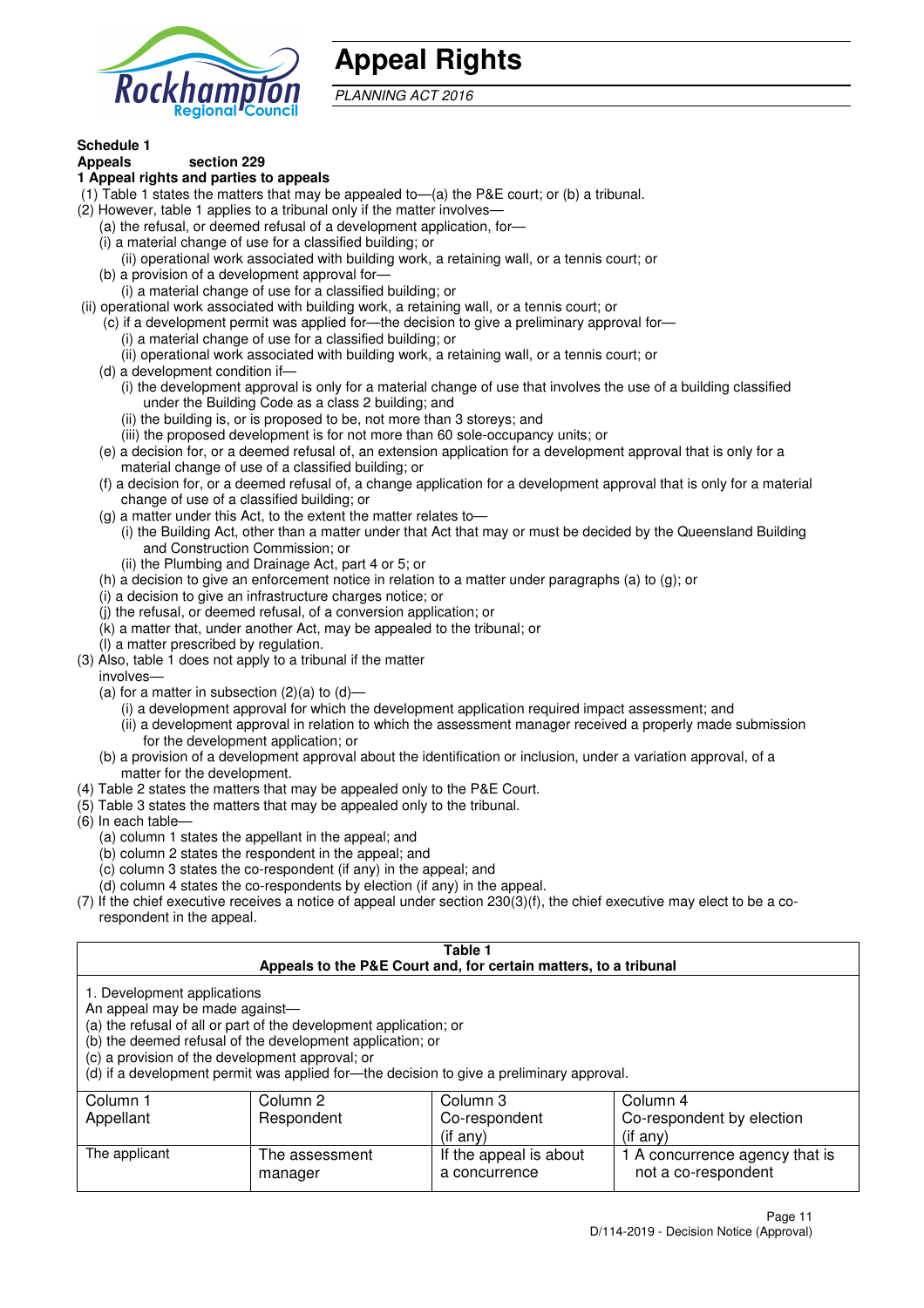# Appeal Rights

*PLANNING ACT 2016*

**Schedule 1**

**Appeals section 229**

**1 Appeal rights and parties to appeals**

(1) Table 1 states the matters that may be appealed to—(a) the P&E court; or (b) a tribunal.

(2) However, table 1 applies to a tribunal only if the matter involves—

(a) the refusal, or deemed refusal of a development application, for—

(i) a material change of use for a classified building; or

(ii) operational work associated with building work, a retaining wall, or a tennis court; or

(b) a provision of a development approval for—

(i) a material change of use for a classified building; or

(ii) operational work associated with building work, a retaining wall, or a tennis court; or

(c) if a development permit was applied for—the decision to give a preliminary approval for—

(i) a material change of use for a classified building; or

(ii) operational work associated with building work, a retaining wall, or a tennis court; or

(d) a development condition if—

(i) the development approval is only for a material change of use that involves the use of a building classified under the Building Code as a class 2 building; and

(ii) the building is, or is proposed to be, not more than 3 storeys; and

(iii) the proposed development is for not more than 60 sole-occupancy units; or

(e) a decision for, or a deemed refusal of, an extension application for a development approval that is only for a material change of use of a classified building; or

(f) a decision for, or a deemed refusal of, a change application for a development approval that is only for a material change of use of a classified building; or

(g) a matter under this Act, to the extent the matter relates to—

(i) the Building Act, other than a matter under that Act that may or must be decided by the Queensland Building and Construction Commission; or

(ii) the Plumbing and Drainage Act, part 4 or 5; or

(h) a decision to give an enforcement notice in relation to a matter under paragraphs (a) to (g); or

(i) a decision to give an infrastructure charges notice; or

(j) the refusal, or deemed refusal, of a conversion application; or

(k) a matter that, under another Act, may be appealed to the tribunal; or

(l) a matter prescribed by regulation.

(3) Also, table 1 does not apply to a tribunal if the matter involves—

(a) for a matter in subsection (2)(a) to (d)—

(i) a development approval for which the development application required impact assessment; and

(ii) a development approval in relation to which the assessment manager received a properly made submission for the development application; or

(b) a provision of a development approval about the identification or inclusion, under a variation approval, of a matter for the development.

(4) Table 2 states the matters that may be appealed only to the P&E Court.

(5) Table 3 states the matters that may be appealed only to the tribunal.

(6) In each table—

(a) column 1 states the appellant in the appeal; and

(b) column 2 states the respondent in the appeal; and

(c) column 3 states the co-respondent (if any) in the appeal; and

(d) column 4 states the co-respondents by election (if any) in the appeal.

(7) If the chief executive receives a notice of appeal under section 230(3)(f), the chief executive may elect to be a co-respondent in the appeal.

**Table 1**
**Appeals to the P&E Court and, for certain matters, to a tribunal**

1. Development applications

An appeal may be made against—

(a) the refusal of all or part of the development application; or

(b) the deemed refusal of the development application; or

(c) a provision of the development approval; or

(d) if a development permit was applied for—the decision to give a preliminary approval.

| Column 1<br>Appellant | Column 2<br>Respondent | Column 3<br>Co-respondent<br>(if any) | Column 4<br>Co-respondent by election<br>(if any) |
|---|---|---|---|
| The applicant | The assessment manager | If the appeal is about a concurrence | 1 A concurrence agency that is not a co-respondent |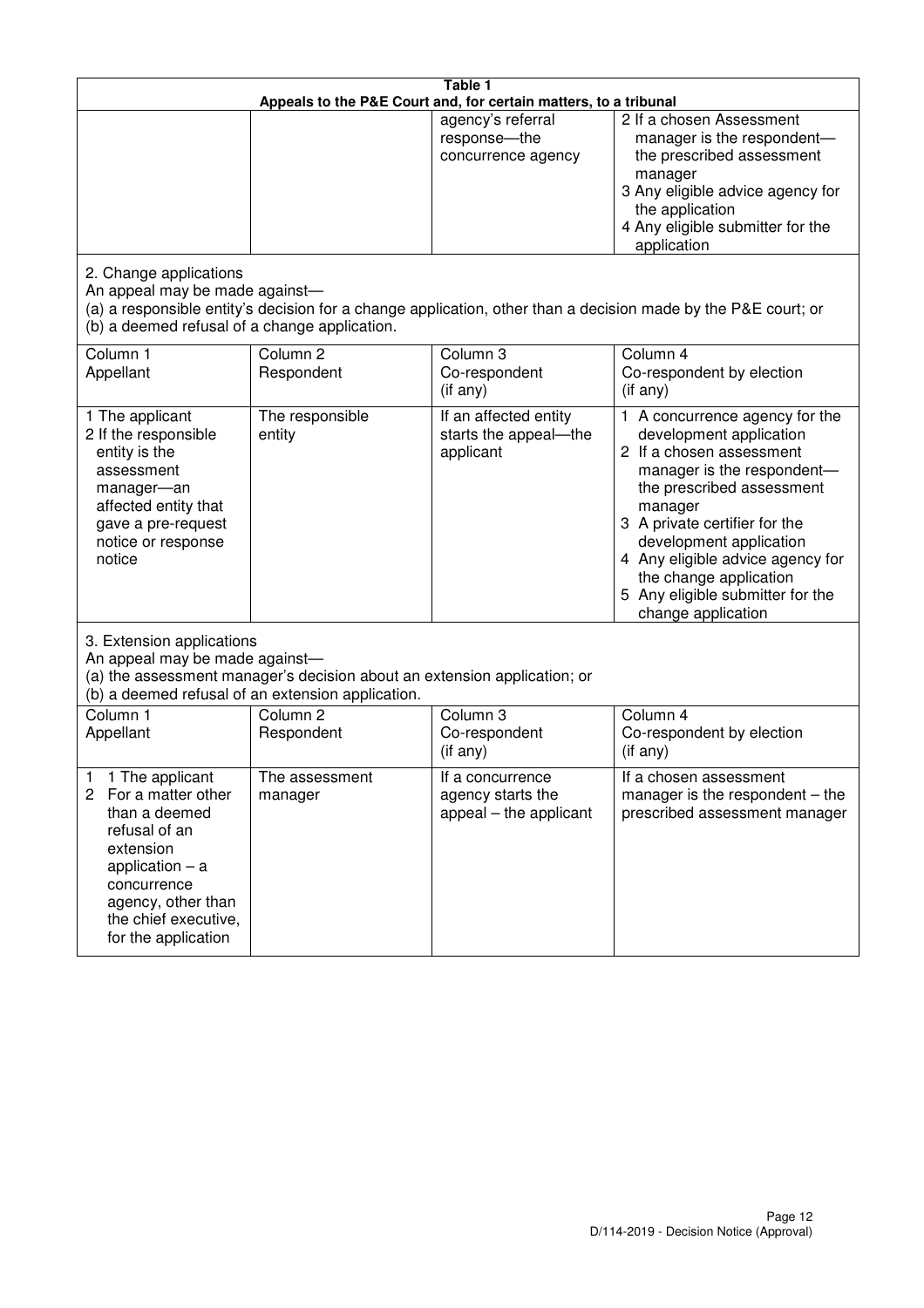**Table 1**
**Appeals to the P&E Court and, for certain matters, to a tribunal**

| | | | |
|---|---|---|---|
| | | agency's referral response—the concurrence agency | 2 If a chosen Assessment manager is the respondent—the prescribed assessment manager<br>3 Any eligible advice agency for the application<br>4 Any eligible submitter for the application |

2. Change applications
An appeal may be made against—
(a) a responsible entity's decision for a change application, other than a decision made by the P&E court; or
(b) a deemed refusal of a change application.

| Column 1<br>Appellant | Column 2<br>Respondent | Column 3<br>Co-respondent<br>(if any) | Column 4<br>Co-respondent by election<br>(if any) |
|---|---|---|---|
| 1 The applicant<br>2 If the responsible entity is the assessment manager—an affected entity that gave a pre-request notice or response notice | The responsible entity | If an affected entity starts the appeal—the applicant | 1 A concurrence agency for the development application<br>2 If a chosen assessment manager is the respondent—the prescribed assessment manager<br>3 A private certifier for the development application<br>4 Any eligible advice agency for the change application<br>5 Any eligible submitter for the change application |

3. Extension applications
An appeal may be made against—
(a) the assessment manager's decision about an extension application; or
(b) a deemed refusal of an extension application.

| Column 1<br>Appellant | Column 2<br>Respondent | Column 3<br>Co-respondent<br>(if any) | Column 4<br>Co-respondent by election<br>(if any) |
|---|---|---|---|
| 1 1 The applicant<br>2 For a matter other than a deemed refusal of an extension application – a concurrence agency, other than the chief executive, for the application | The assessment manager | If a concurrence agency starts the appeal – the applicant | If a chosen assessment manager is the respondent – the prescribed assessment manager |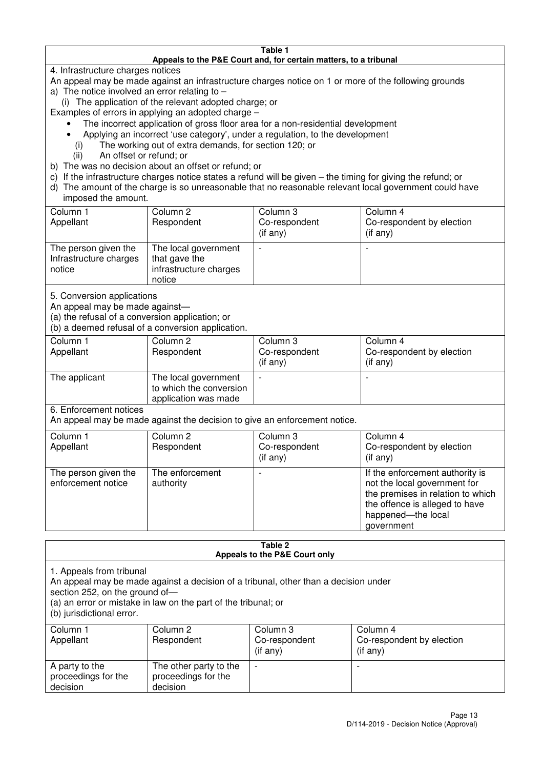**Table 1**
**Appeals to the P&E Court and, for certain matters, to a tribunal**

4. Infrastructure charges notices

An appeal may be made against an infrastructure charges notice on 1 or more of the following grounds

a) The notice involved an error relating to –

   (i) The application of the relevant adopted charge; or

Examples of errors in applying an adopted charge –

- The incorrect application of gross floor area for a non-residential development
- Applying an incorrect 'use category', under a regulation, to the development

   (i) The working out of extra demands, for section 120; or

   (ii) An offset or refund; or

b) The was no decision about an offset or refund; or

c) If the infrastructure charges notice states a refund will be given – the timing for giving the refund; or

d) The amount of the charge is so unreasonable that no reasonable relevant local government could have imposed the amount.

| Column 1 Appellant | Column 2 Respondent | Column 3 Co-respondent (if any) | Column 4 Co-respondent by election (if any) |
|---|---|---|---|
| The person given the Infrastructure charges notice | The local government that gave the infrastructure charges notice | - | - |

5. Conversion applications

An appeal may be made against—

(a) the refusal of a conversion application; or

(b) a deemed refusal of a conversion application.

| Column 1 Appellant | Column 2 Respondent | Column 3 Co-respondent (if any) | Column 4 Co-respondent by election (if any) |
|---|---|---|---|
| The applicant | The local government to which the conversion application was made | - | - |

6. Enforcement notices

An appeal may be made against the decision to give an enforcement notice.

| Column 1 Appellant | Column 2 Respondent | Column 3 Co-respondent (if any) | Column 4 Co-respondent by election (if any) |
|---|---|---|---|
| The person given the enforcement notice | The enforcement authority | - | If the enforcement authority is not the local government for the premises in relation to which the offence is alleged to have happened—the local government |

**Table 2**
**Appeals to the P&E Court only**

1. Appeals from tribunal

An appeal may be made against a decision of a tribunal, other than a decision under section 252, on the ground of—

(a) an error or mistake in law on the part of the tribunal; or

(b) jurisdictional error.

| Column 1 Appellant | Column 2 Respondent | Column 3 Co-respondent (if any) | Column 4 Co-respondent by election (if any) |
|---|---|---|---|
| A party to the proceedings for the decision | The other party to the proceedings for the decision | - | - |

D/114-2019 - Decision Notice (Approval)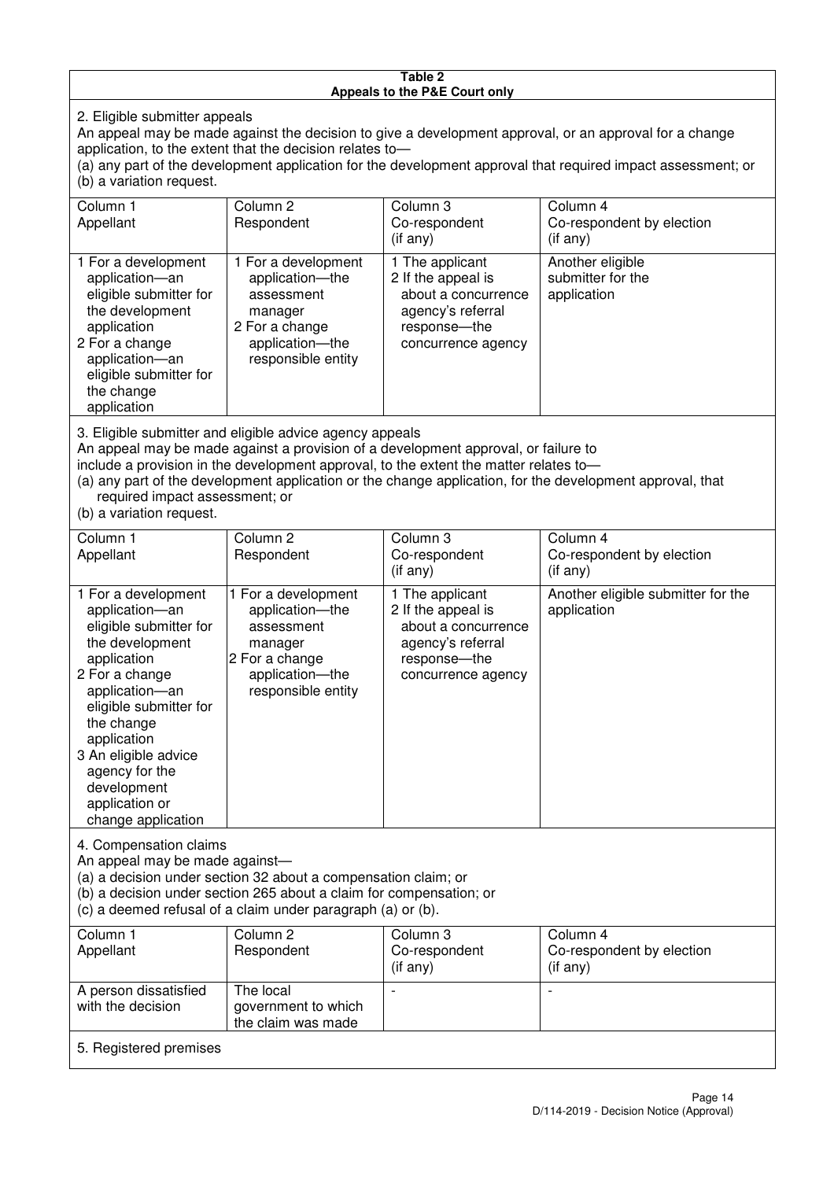**Table 2**
**Appeals to the P&E Court only**

2. Eligible submitter appeals

An appeal may be made against the decision to give a development approval, or an approval for a change application, to the extent that the decision relates to—

(a) any part of the development application for the development approval that required impact assessment; or

(b) a variation request.

| Column 1<br>Appellant | Column 2<br>Respondent | Column 3<br>Co-respondent<br>(if any) | Column 4<br>Co-respondent by election<br>(if any) |
|---|---|---|---|
| 1 For a development application—an eligible submitter for the development application<br>2 For a change application—an eligible submitter for the change application | 1 For a development application—the assessment manager<br>2 For a change application—the responsible entity | 1 The applicant<br>2 If the appeal is about a concurrence agency's referral response—the concurrence agency | Another eligible submitter for the application |

3. Eligible submitter and eligible advice agency appeals

An appeal may be made against a provision of a development approval, or failure to include a provision in the development approval, to the extent the matter relates to—

(a) any part of the development application or the change application, for the development approval, that required impact assessment; or

(b) a variation request.

| Column 1<br>Appellant | Column 2<br>Respondent | Column 3<br>Co-respondent<br>(if any) | Column 4<br>Co-respondent by election<br>(if any) |
|---|---|---|---|
| 1 For a development application—an eligible submitter for the development application<br>2 For a change application—an eligible submitter for the change application<br>3 An eligible advice agency for the development application or change application | 1 For a development application—the assessment manager<br>2 For a change application—the responsible entity | 1 The applicant<br>2 If the appeal is about a concurrence agency's referral response—the concurrence agency | Another eligible submitter for the application |

4. Compensation claims

An appeal may be made against—

(a) a decision under section 32 about a compensation claim; or

(b) a decision under section 265 about a claim for compensation; or

(c) a deemed refusal of a claim under paragraph (a) or (b).

| Column 1<br>Appellant | Column 2<br>Respondent | Column 3<br>Co-respondent<br>(if any) | Column 4<br>Co-respondent by election<br>(if any) |
|---|---|---|---|
| A person dissatisfied with the decision | The local government to which the claim was made | - | - |

5. Registered premises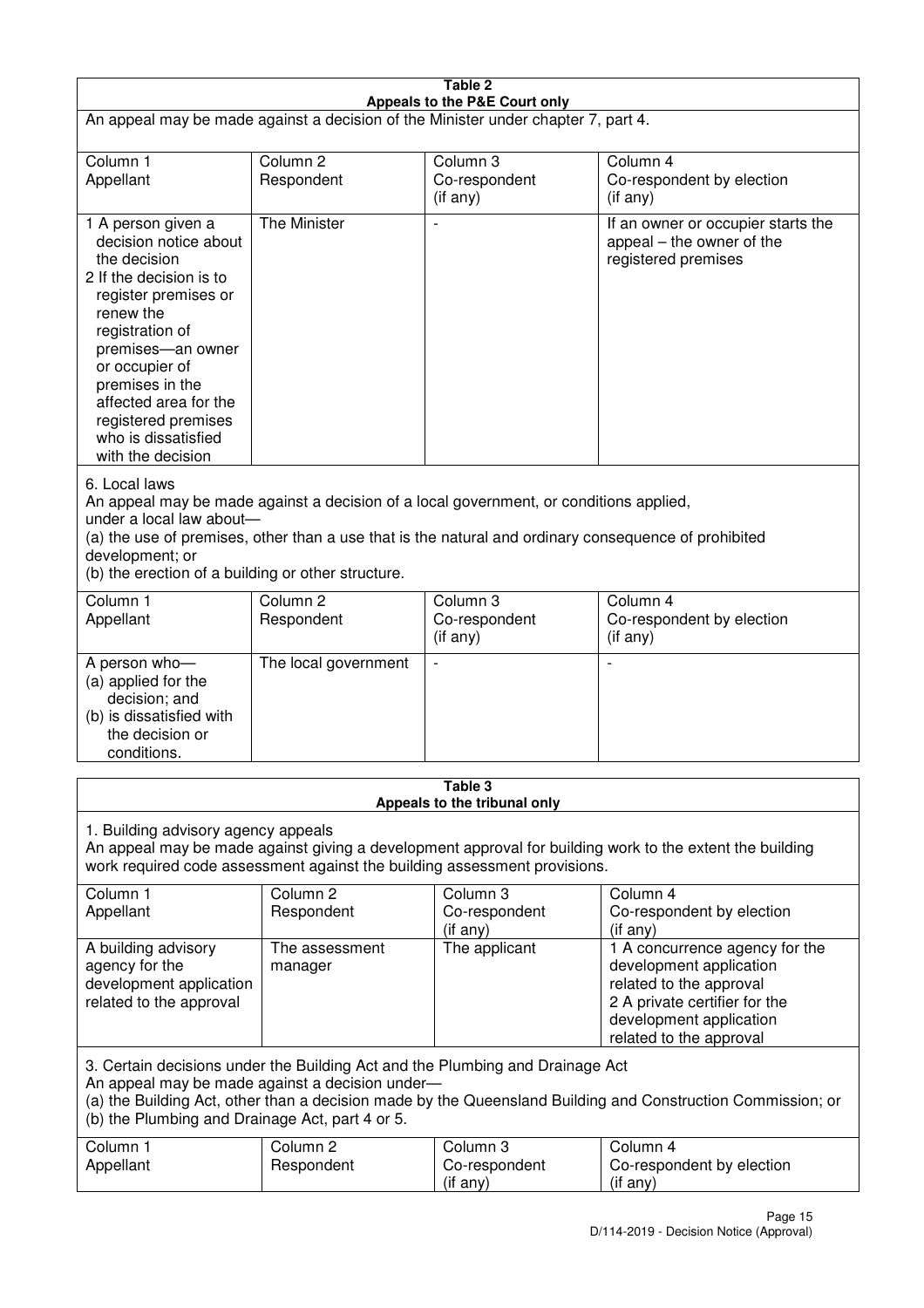**Table 2**
**Appeals to the P&E Court only**

An appeal may be made against a decision of the Minister under chapter 7, part 4.

| Column 1<br>Appellant | Column 2<br>Respondent | Column 3<br>Co-respondent<br>(if any) | Column 4<br>Co-respondent by election<br>(if any) |
|---|---|---|---|
| 1 A person given a decision notice about the decision<br>2 If the decision is to register premises or renew the registration of premises—an owner or occupier of premises in the affected area for the registered premises who is dissatisfied with the decision | The Minister | - | If an owner or occupier starts the appeal – the owner of the registered premises |

6. Local laws

An appeal may be made against a decision of a local government, or conditions applied, under a local law about—

(a) the use of premises, other than a use that is the natural and ordinary consequence of prohibited development; or

(b) the erection of a building or other structure.

| Column 1<br>Appellant | Column 2<br>Respondent | Column 3<br>Co-respondent<br>(if any) | Column 4<br>Co-respondent by election<br>(if any) |
|---|---|---|---|
| A person who—<br>(a) applied for the decision; and<br>(b) is dissatisfied with the decision or conditions. | The local government | - | - |

**Table 3**
**Appeals to the tribunal only**

1. Building advisory agency appeals

An appeal may be made against giving a development approval for building work to the extent the building work required code assessment against the building assessment provisions.

| Column 1<br>Appellant | Column 2<br>Respondent | Column 3<br>Co-respondent<br>(if any) | Column 4<br>Co-respondent by election<br>(if any) |
|---|---|---|---|
| A building advisory agency for the development application related to the approval | The assessment manager | The applicant | 1 A concurrence agency for the development application related to the approval<br>2 A private certifier for the development application related to the approval |

3. Certain decisions under the Building Act and the Plumbing and Drainage Act

An appeal may be made against a decision under—

(a) the Building Act, other than a decision made by the Queensland Building and Construction Commission; or

(b) the Plumbing and Drainage Act, part 4 or 5.

| Column 1<br>Appellant | Column 2<br>Respondent | Column 3<br>Co-respondent<br>(if any) | Column 4<br>Co-respondent by election<br>(if any) |
|---|---|---|---|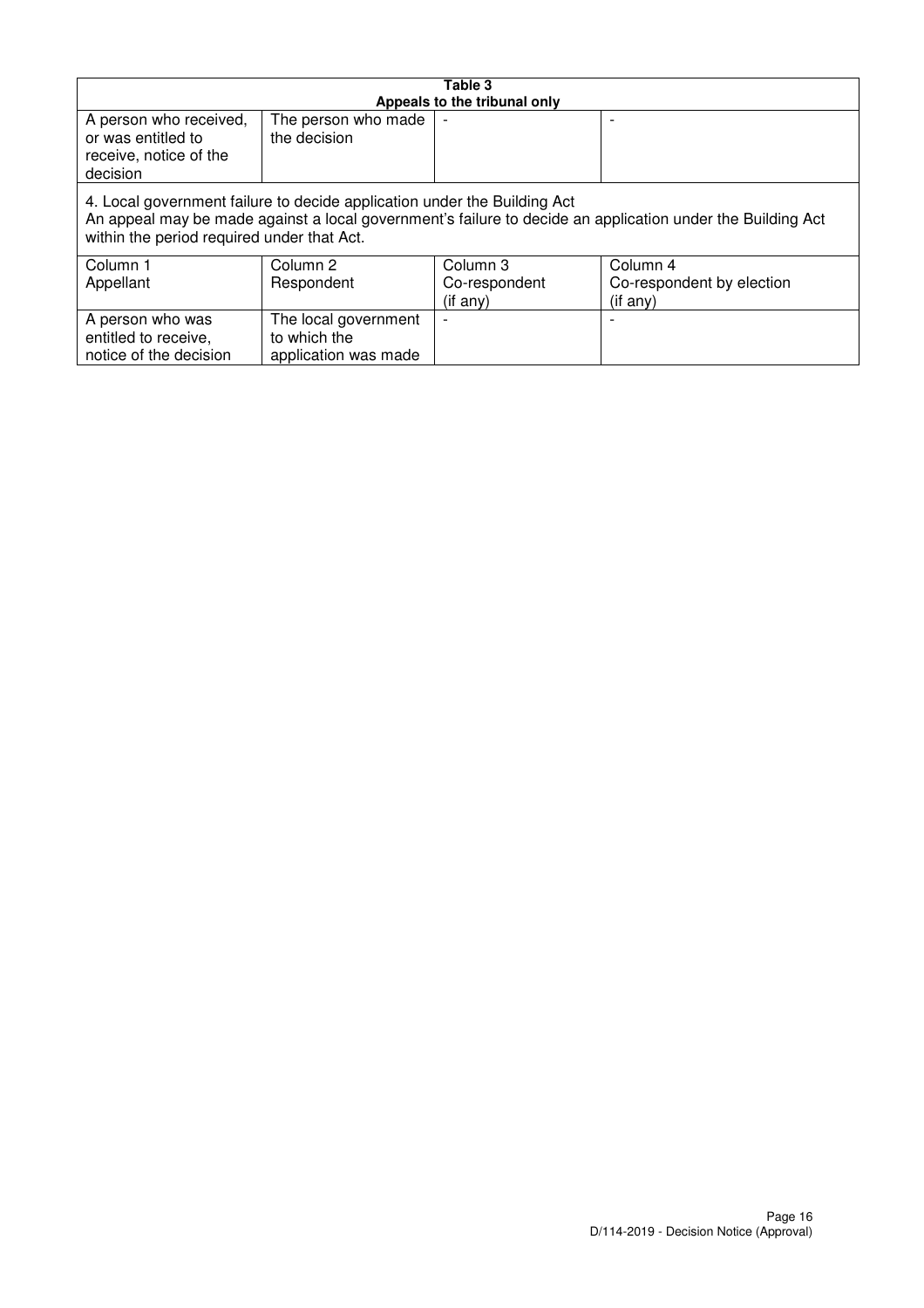**Table 3**
**Appeals to the tribunal only**

| | | | |
|---|---|---|---|
| A person who received, or was entitled to receive, notice of the decision | The person who made the decision | - | - |

4. Local government failure to decide application under the Building Act
An appeal may be made against a local government's failure to decide an application under the Building Act within the period required under that Act.

| Column 1 Appellant | Column 2 Respondent | Column 3 Co-respondent (if any) | Column 4 Co-respondent by election (if any) |
|---|---|---|---|
| A person who was entitled to receive, notice of the decision | The local government to which the application was made | - | - |